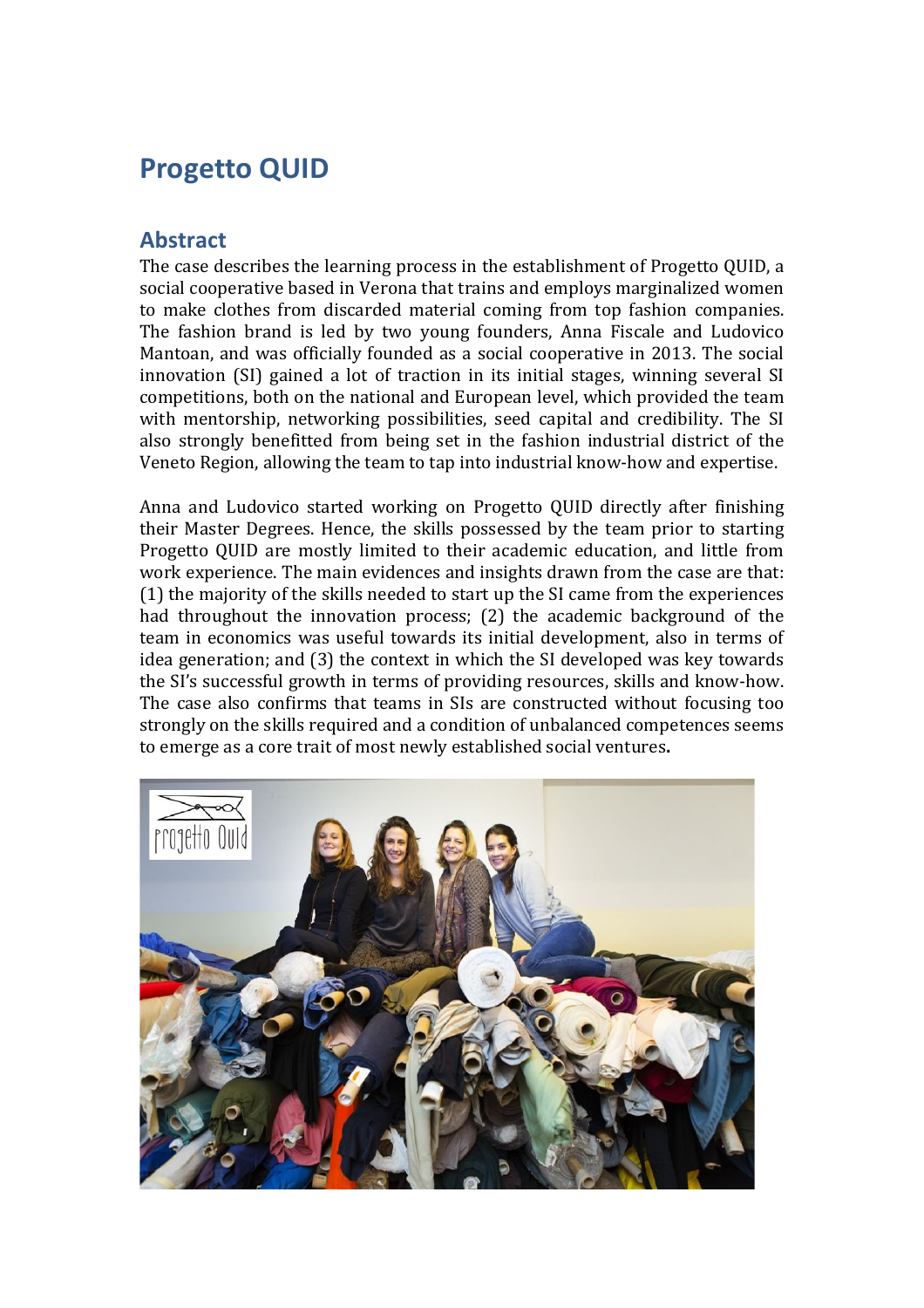# Progetto QUID

## Abstract

The case describes the learning process in the establishment of Progetto QUID, a social cooperative based in Verona that trains and employs marginalized women to make clothes from discarded material coming from top fashion companies. The fashion brand is led by two young founders, Anna Fiscale and Ludovico Mantoan, and was officially founded as a social cooperative in 2013. The social innovation (SI) gained a lot of traction in its initial stages, winning several SI competitions, both on the national and European level, which provided the team with mentorship, networking possibilities, seed capital and credibility. The SI also strongly benefitted from being set in the fashion industrial district of the Veneto Region, allowing the team to tap into industrial know-how and expertise.

Anna and Ludovico started working on Progetto QUID directly after finishing their Master Degrees. Hence, the skills possessed by the team prior to starting Progetto QUID are mostly limited to their academic education, and little from work experience. The main evidences and insights drawn from the case are that: (1) the majority of the skills needed to start up the SI came from the experiences had throughout the innovation process; (2) the academic background of the team in economics was useful towards its initial development, also in terms of idea generation; and (3) the context in which the SI developed was key towards the SI's successful growth in terms of providing resources, skills and know-how. The case also confirms that teams in SIs are constructed without focusing too strongly on the skills required and a condition of unbalanced competences seems to emerge as a core trait of most newly established social ventures.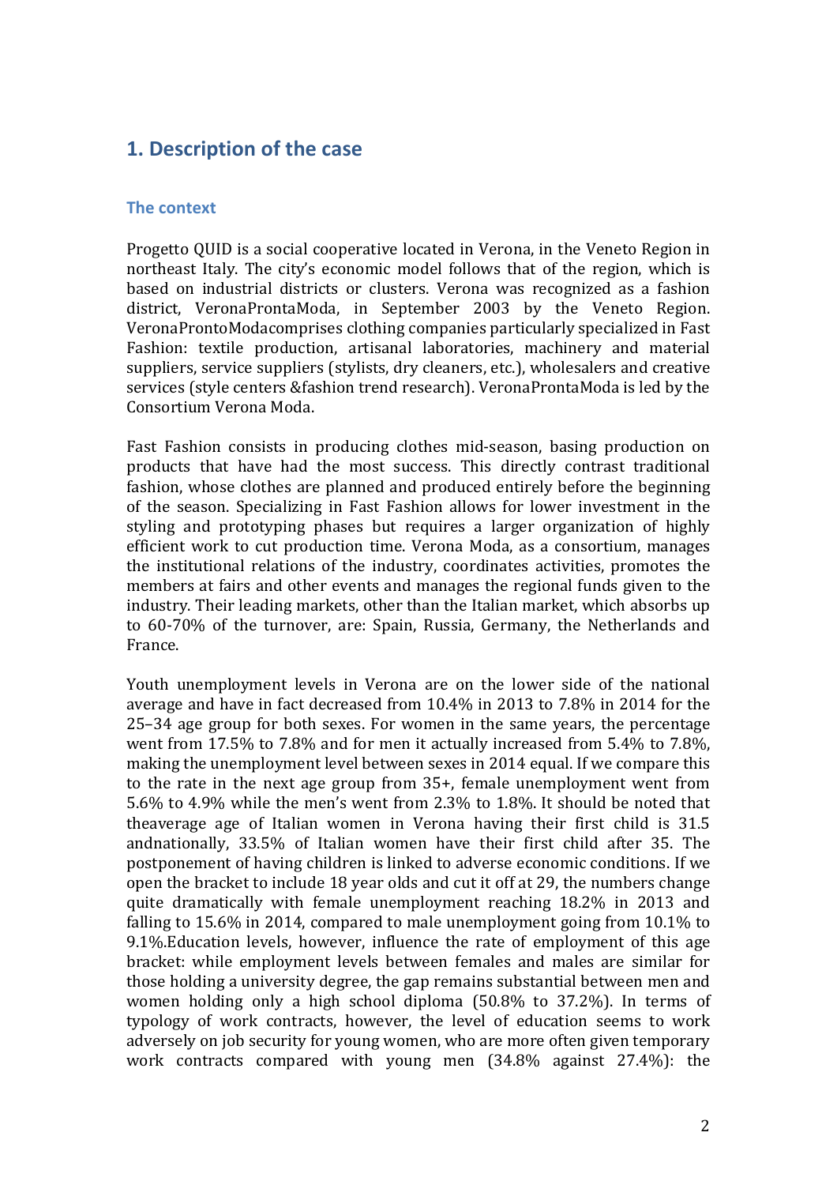# 1. Description of the case

## The context

Progetto QUID is a social cooperative located in Verona, in the Veneto Region in northeast Italy. The city's economic model follows that of the region, which is based on industrial districts or clusters. Verona was recognized as a fashion district, VeronaProntaModa, in September 2003 by the Veneto Region. VeronaProntoModacomprises clothing companies particularly specialized in Fast Fashion: textile production, artisanal laboratories, machinery and material suppliers, service suppliers (stylists, dry cleaners, etc.), wholesalers and creative services (style centers &fashion trend research). VeronaProntaModa is led by the Consortium Verona Moda.

Fast Fashion consists in producing clothes mid-season, basing production on products that have had the most success. This directly contrast traditional fashion, whose clothes are planned and produced entirely before the beginning of the season. Specializing in Fast Fashion allows for lower investment in the styling and prototyping phases but requires a larger organization of highly efficient work to cut production time. Verona Moda, as a consortium, manages the institutional relations of the industry, coordinates activities, promotes the members at fairs and other events and manages the regional funds given to the industry. Their leading markets, other than the Italian market, which absorbs up to 60-70% of the turnover, are: Spain, Russia, Germany, the Netherlands and France.

Youth unemployment levels in Verona are on the lower side of the national average and have in fact decreased from 10.4% in 2013 to 7.8% in 2014 for the 25–34 age group for both sexes. For women in the same years, the percentage went from 17.5% to 7.8% and for men it actually increased from 5.4% to 7.8%, making the unemployment level between sexes in 2014 equal. If we compare this to the rate in the next age group from 35+, female unemployment went from 5.6% to 4.9% while the men's went from 2.3% to 1.8%. It should be noted that theaverage age of Italian women in Verona having their first child is 31.5 andnationally, 33.5% of Italian women have their first child after 35. The postponement of having children is linked to adverse economic conditions. If we open the bracket to include 18 year olds and cut it off at 29, the numbers change quite dramatically with female unemployment reaching 18.2% in 2013 and falling to 15.6% in 2014, compared to male unemployment going from 10.1% to 9.1%.Education levels, however, influence the rate of employment of this age bracket: while employment levels between females and males are similar for those holding a university degree, the gap remains substantial between men and women holding only a high school diploma (50.8% to 37.2%). In terms of typology of work contracts, however, the level of education seems to work adversely on job security for young women, who are more often given temporary work contracts compared with young men (34.8% against 27.4%): the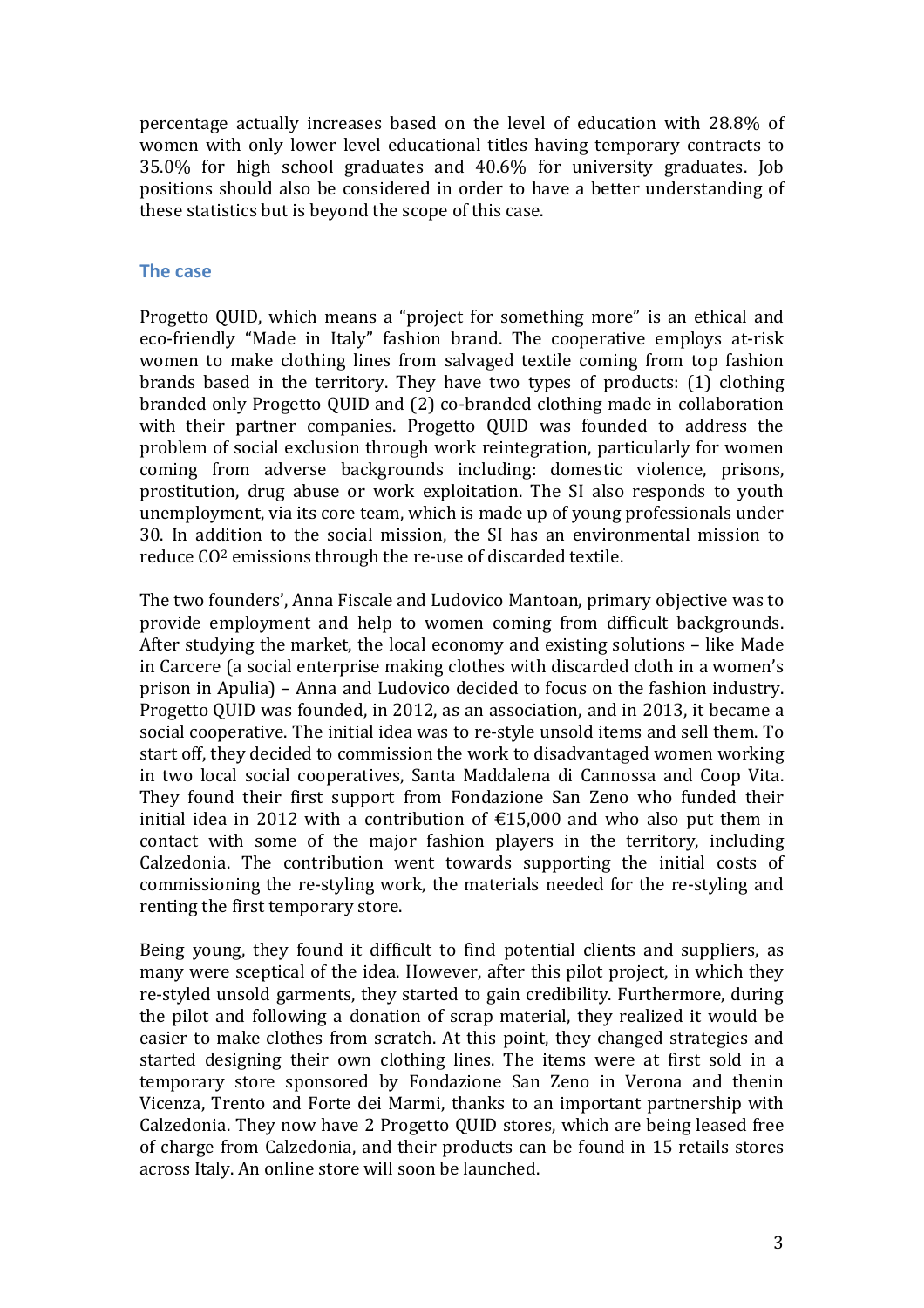percentage actually increases based on the level of education with 28.8% of women with only lower level educational titles having temporary contracts to 35.0% for high school graduates and 40.6% for university graduates. Job positions should also be considered in order to have a better understanding of these statistics but is beyond the scope of this case.

## The case

Progetto QUID, which means a "project for something more" is an ethical and eco-friendly "Made in Italy" fashion brand. The cooperative employs at-risk women to make clothing lines from salvaged textile coming from top fashion brands based in the territory. They have two types of products: (1) clothing branded only Progetto QUID and (2) co-branded clothing made in collaboration with their partner companies. Progetto QUID was founded to address the problem of social exclusion through work reintegration, particularly for women coming from adverse backgrounds including: domestic violence, prisons, prostitution, drug abuse or work exploitation. The SI also responds to youth unemployment, via its core team, which is made up of young professionals under 30. In addition to the social mission, the SI has an environmental mission to reduce $CO^2$ emissions through the re-use of discarded textile.

The two founders', Anna Fiscale and Ludovico Mantoan, primary objective was to provide employment and help to women coming from difficult backgrounds. After studying the market, the local economy and existing solutions – like Made in Carcere (a social enterprise making clothes with discarded cloth in a women's prison in Apulia) – Anna and Ludovico decided to focus on the fashion industry. Progetto QUID was founded, in 2012, as an association, and in 2013, it became a social cooperative. The initial idea was to re-style unsold items and sell them. To start off, they decided to commission the work to disadvantaged women working in two local social cooperatives, Santa Maddalena di Cannossa and Coop Vita. They found their first support from Fondazione San Zeno who funded their initial idea in 2012 with a contribution of €15,000 and who also put them in contact with some of the major fashion players in the territory, including Calzedonia. The contribution went towards supporting the initial costs of commissioning the re-styling work, the materials needed for the re-styling and renting the first temporary store.

Being young, they found it difficult to find potential clients and suppliers, as many were sceptical of the idea. However, after this pilot project, in which they re-styled unsold garments, they started to gain credibility. Furthermore, during the pilot and following a donation of scrap material, they realized it would be easier to make clothes from scratch. At this point, they changed strategies and started designing their own clothing lines. The items were at first sold in a temporary store sponsored by Fondazione San Zeno in Verona and thenin Vicenza, Trento and Forte dei Marmi, thanks to an important partnership with Calzedonia. They now have 2 Progetto QUID stores, which are being leased free of charge from Calzedonia, and their products can be found in 15 retails stores across Italy. An online store will soon be launched.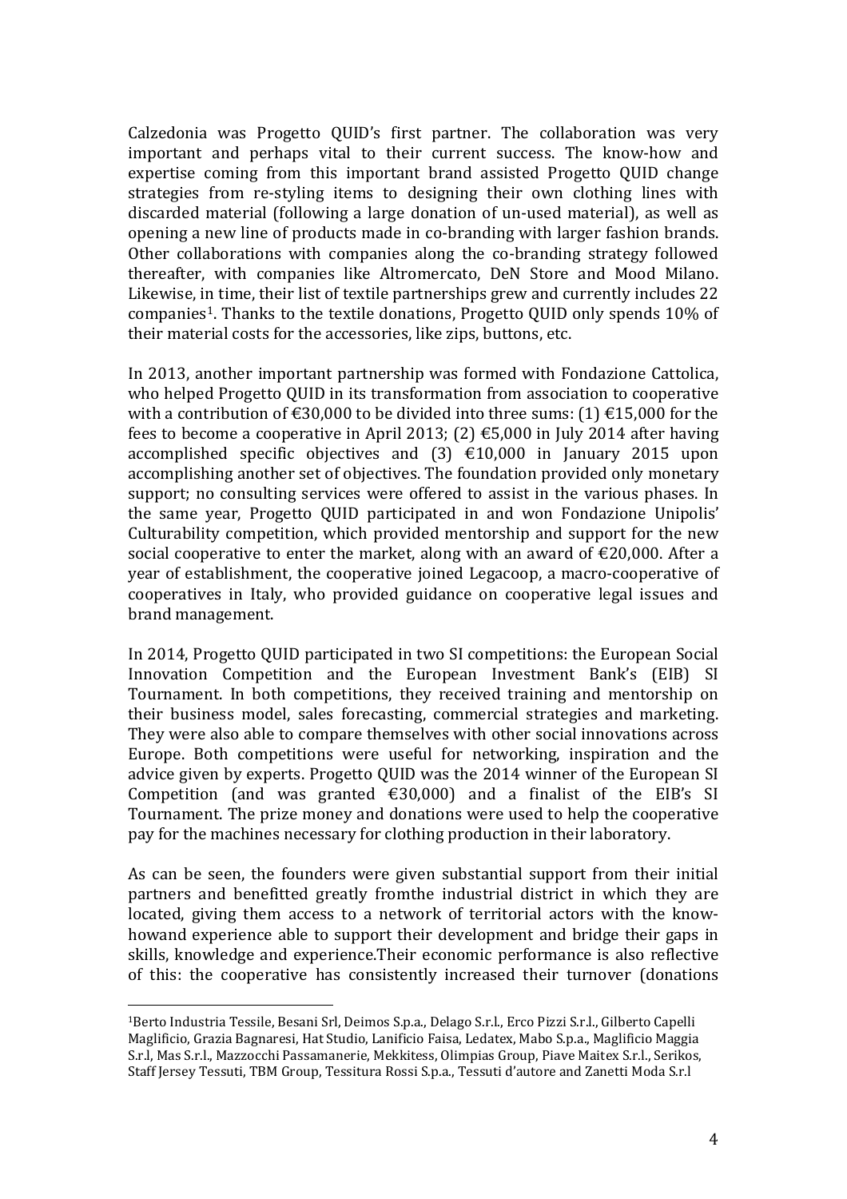Calzedonia was Progetto QUID's first partner. The collaboration was very important and perhaps vital to their current success. The know-how and expertise coming from this important brand assisted Progetto QUID change strategies from re-styling items to designing their own clothing lines with discarded material (following a large donation of un-used material), as well as opening a new line of products made in co-branding with larger fashion brands. Other collaborations with companies along the co-branding strategy followed thereafter, with companies like Altromercato, DeN Store and Mood Milano. Likewise, in time, their list of textile partnerships grew and currently includes 22 companies[1]. Thanks to the textile donations, Progetto QUID only spends 10% of their material costs for the accessories, like zips, buttons, etc.

In 2013, another important partnership was formed with Fondazione Cattolica, who helped Progetto QUID in its transformation from association to cooperative with a contribution of €30,000 to be divided into three sums: (1) €15,000 for the fees to become a cooperative in April 2013; (2) €5,000 in July 2014 after having accomplished specific objectives and (3) €10,000 in January 2015 upon accomplishing another set of objectives. The foundation provided only monetary support; no consulting services were offered to assist in the various phases. In the same year, Progetto QUID participated in and won Fondazione Unipolis' Culturability competition, which provided mentorship and support for the new social cooperative to enter the market, along with an award of €20,000. After a year of establishment, the cooperative joined Legacoop, a macro-cooperative of cooperatives in Italy, who provided guidance on cooperative legal issues and brand management.

In 2014, Progetto QUID participated in two SI competitions: the European Social Innovation Competition and the European Investment Bank's (EIB) SI Tournament. In both competitions, they received training and mentorship on their business model, sales forecasting, commercial strategies and marketing. They were also able to compare themselves with other social innovations across Europe. Both competitions were useful for networking, inspiration and the advice given by experts. Progetto QUID was the 2014 winner of the European SI Competition (and was granted €30,000) and a finalist of the EIB's SI Tournament. The prize money and donations were used to help the cooperative pay for the machines necessary for clothing production in their laboratory.

As can be seen, the founders were given substantial support from their initial partners and benefitted greatly fromthe industrial district in which they are located, giving them access to a network of territorial actors with the know-howand experience able to support their development and bridge their gaps in skills, knowledge and experience.Their economic performance is also reflective of this: the cooperative has consistently increased their turnover (donations

---

[1] Berto Industria Tessile, Besani Srl, Deimos S.p.a., Delago S.r.l., Erco Pizzi S.r.l., Gilberto Capelli Maglificio, Grazia Bagnaresi, Hat Studio, Lanificio Faisa, Ledatex, Mabo S.p.a., Maglificio Maggia S.r.l, Mas S.r.l., Mazzocchi Passamanerie, Mekkitess, Olimpias Group, Piave Maitex S.r.l., Serikos, Staff Jersey Tessuti, TBM Group, Tessitura Rossi S.p.a., Tessuti d'autore and Zanetti Moda S.r.l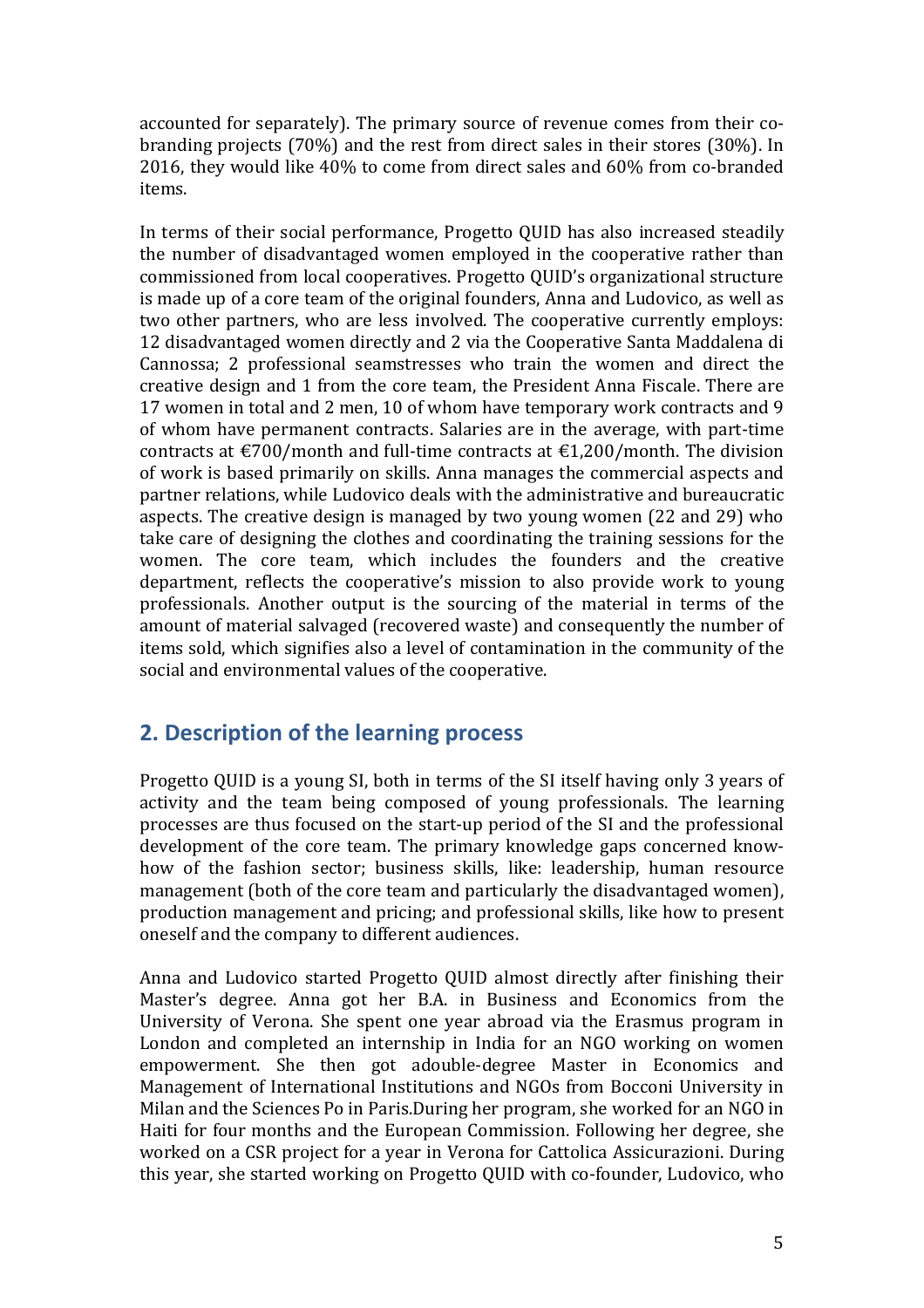accounted for separately). The primary source of revenue comes from their co-branding projects (70%) and the rest from direct sales in their stores (30%). In 2016, they would like 40% to come from direct sales and 60% from co-branded items.

In terms of their social performance, Progetto QUID has also increased steadily the number of disadvantaged women employed in the cooperative rather than commissioned from local cooperatives. Progetto QUID's organizational structure is made up of a core team of the original founders, Anna and Ludovico, as well as two other partners, who are less involved. The cooperative currently employs: 12 disadvantaged women directly and 2 via the Cooperative Santa Maddalena di Cannossa; 2 professional seamstresses who train the women and direct the creative design and 1 from the core team, the President Anna Fiscale. There are 17 women in total and 2 men, 10 of whom have temporary work contracts and 9 of whom have permanent contracts. Salaries are in the average, with part-time contracts at €700/month and full-time contracts at €1,200/month. The division of work is based primarily on skills. Anna manages the commercial aspects and partner relations, while Ludovico deals with the administrative and bureaucratic aspects. The creative design is managed by two young women (22 and 29) who take care of designing the clothes and coordinating the training sessions for the women. The core team, which includes the founders and the creative department, reflects the cooperative's mission to also provide work to young professionals. Another output is the sourcing of the material in terms of the amount of material salvaged (recovered waste) and consequently the number of items sold, which signifies also a level of contamination in the community of the social and environmental values of the cooperative.

## 2. Description of the learning process

Progetto QUID is a young SI, both in terms of the SI itself having only 3 years of activity and the team being composed of young professionals. The learning processes are thus focused on the start-up period of the SI and the professional development of the core team. The primary knowledge gaps concerned know-how of the fashion sector; business skills, like: leadership, human resource management (both of the core team and particularly the disadvantaged women), production management and pricing; and professional skills, like how to present oneself and the company to different audiences.

Anna and Ludovico started Progetto QUID almost directly after finishing their Master's degree. Anna got her B.A. in Business and Economics from the University of Verona. She spent one year abroad via the Erasmus program in London and completed an internship in India for an NGO working on women empowerment. She then got adouble-degree Master in Economics and Management of International Institutions and NGOs from Bocconi University in Milan and the Sciences Po in Paris.During her program, she worked for an NGO in Haiti for four months and the European Commission. Following her degree, she worked on a CSR project for a year in Verona for Cattolica Assicurazioni. During this year, she started working on Progetto QUID with co-founder, Ludovico, who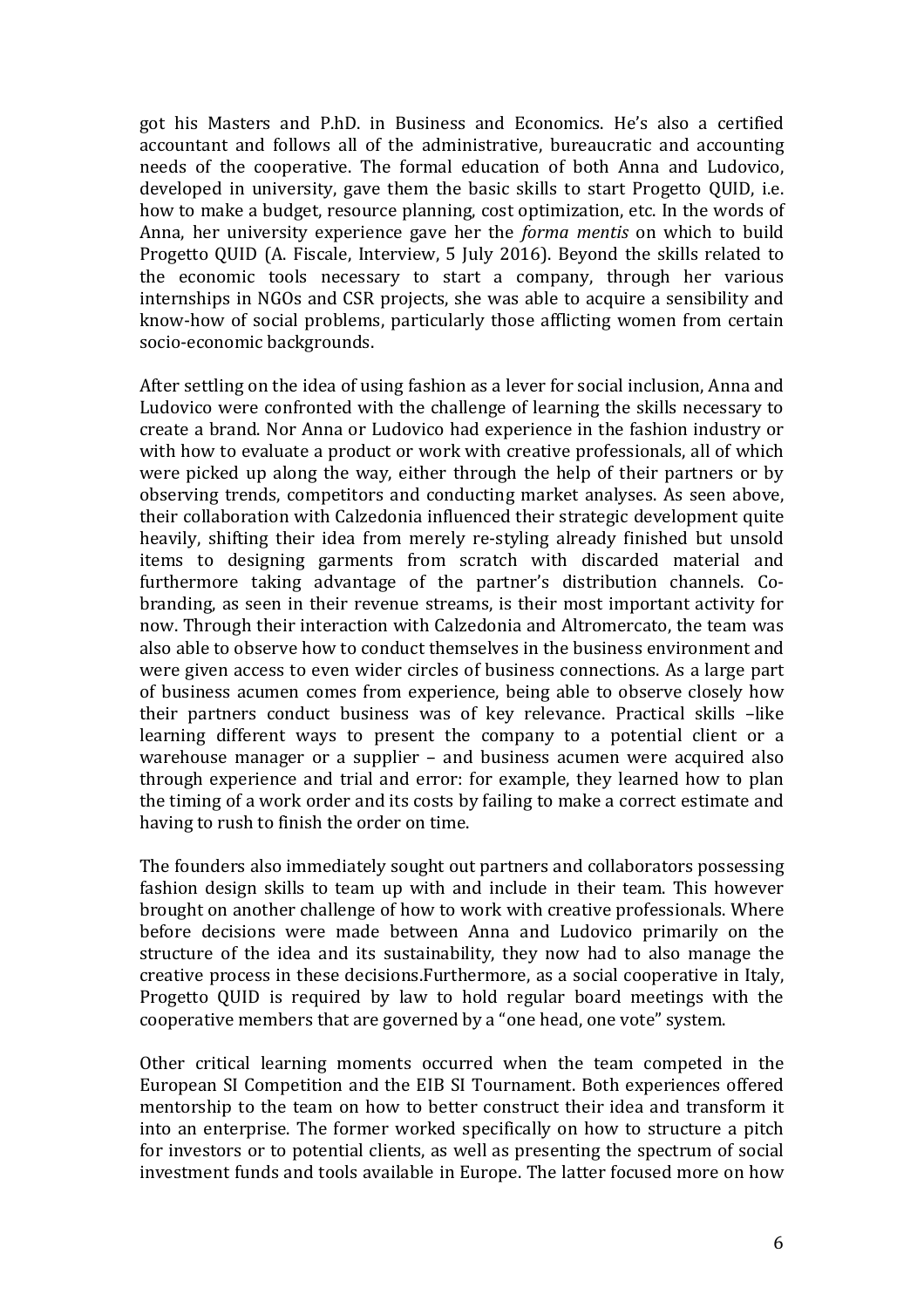got his Masters and P.hD. in Business and Economics. He's also a certified accountant and follows all of the administrative, bureaucratic and accounting needs of the cooperative. The formal education of both Anna and Ludovico, developed in university, gave them the basic skills to start Progetto QUID, i.e. how to make a budget, resource planning, cost optimization, etc. In the words of Anna, her university experience gave her the *forma mentis* on which to build Progetto QUID (A. Fiscale, Interview, 5 July 2016). Beyond the skills related to the economic tools necessary to start a company, through her various internships in NGOs and CSR projects, she was able to acquire a sensibility and know-how of social problems, particularly those afflicting women from certain socio-economic backgrounds.

After settling on the idea of using fashion as a lever for social inclusion, Anna and Ludovico were confronted with the challenge of learning the skills necessary to create a brand. Nor Anna or Ludovico had experience in the fashion industry or with how to evaluate a product or work with creative professionals, all of which were picked up along the way, either through the help of their partners or by observing trends, competitors and conducting market analyses. As seen above, their collaboration with Calzedonia influenced their strategic development quite heavily, shifting their idea from merely re-styling already finished but unsold items to designing garments from scratch with discarded material and furthermore taking advantage of the partner's distribution channels. Co-branding, as seen in their revenue streams, is their most important activity for now. Through their interaction with Calzedonia and Altromercato, the team was also able to observe how to conduct themselves in the business environment and were given access to even wider circles of business connections. As a large part of business acumen comes from experience, being able to observe closely how their partners conduct business was of key relevance. Practical skills –like learning different ways to present the company to a potential client or a warehouse manager or a supplier – and business acumen were acquired also through experience and trial and error: for example, they learned how to plan the timing of a work order and its costs by failing to make a correct estimate and having to rush to finish the order on time.

The founders also immediately sought out partners and collaborators possessing fashion design skills to team up with and include in their team. This however brought on another challenge of how to work with creative professionals. Where before decisions were made between Anna and Ludovico primarily on the structure of the idea and its sustainability, they now had to also manage the creative process in these decisions.Furthermore, as a social cooperative in Italy, Progetto QUID is required by law to hold regular board meetings with the cooperative members that are governed by a "one head, one vote" system.

Other critical learning moments occurred when the team competed in the European SI Competition and the EIB SI Tournament. Both experiences offered mentorship to the team on how to better construct their idea and transform it into an enterprise. The former worked specifically on how to structure a pitch for investors or to potential clients, as well as presenting the spectrum of social investment funds and tools available in Europe. The latter focused more on how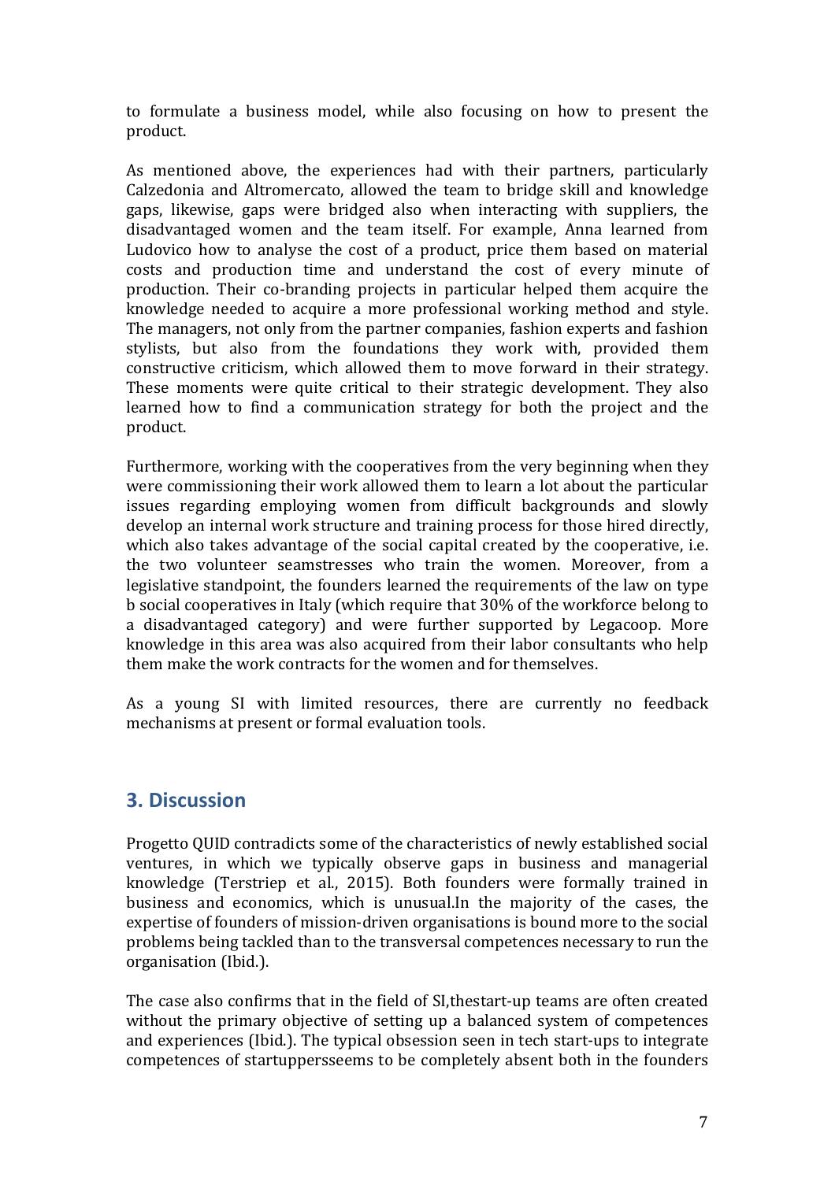to formulate a business model, while also focusing on how to present the product.

As mentioned above, the experiences had with their partners, particularly Calzedonia and Altromercato, allowed the team to bridge skill and knowledge gaps, likewise, gaps were bridged also when interacting with suppliers, the disadvantaged women and the team itself. For example, Anna learned from Ludovico how to analyse the cost of a product, price them based on material costs and production time and understand the cost of every minute of production. Their co-branding projects in particular helped them acquire the knowledge needed to acquire a more professional working method and style. The managers, not only from the partner companies, fashion experts and fashion stylists, but also from the foundations they work with, provided them constructive criticism, which allowed them to move forward in their strategy. These moments were quite critical to their strategic development. They also learned how to find a communication strategy for both the project and the product.

Furthermore, working with the cooperatives from the very beginning when they were commissioning their work allowed them to learn a lot about the particular issues regarding employing women from difficult backgrounds and slowly develop an internal work structure and training process for those hired directly, which also takes advantage of the social capital created by the cooperative, i.e. the two volunteer seamstresses who train the women. Moreover, from a legislative standpoint, the founders learned the requirements of the law on type b social cooperatives in Italy (which require that 30% of the workforce belong to a disadvantaged category) and were further supported by Legacoop. More knowledge in this area was also acquired from their labor consultants who help them make the work contracts for the women and for themselves.

As a young SI with limited resources, there are currently no feedback mechanisms at present or formal evaluation tools.

## 3. Discussion

Progetto QUID contradicts some of the characteristics of newly established social ventures, in which we typically observe gaps in business and managerial knowledge (Terstriep et al., 2015). Both founders were formally trained in business and economics, which is unusual.In the majority of the cases, the expertise of founders of mission-driven organisations is bound more to the social problems being tackled than to the transversal competences necessary to run the organisation (Ibid.).

The case also confirms that in the field of SI,thestart-up teams are often created without the primary objective of setting up a balanced system of competences and experiences (Ibid.). The typical obsession seen in tech start-ups to integrate competences of startuppersseems to be completely absent both in the founders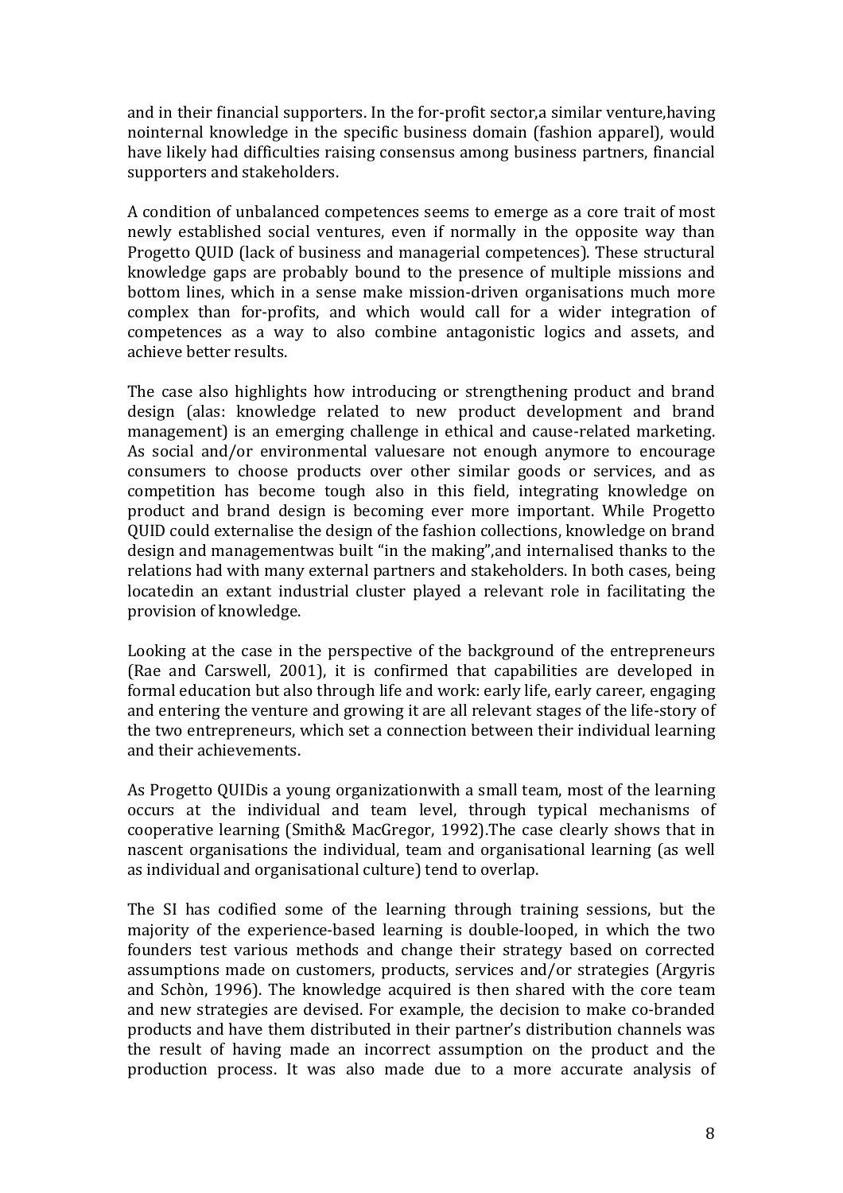and in their financial supporters. In the for-profit sector,a similar venture,having nointernal knowledge in the specific business domain (fashion apparel), would have likely had difficulties raising consensus among business partners, financial supporters and stakeholders.

A condition of unbalanced competences seems to emerge as a core trait of most newly established social ventures, even if normally in the opposite way than Progetto QUID (lack of business and managerial competences). These structural knowledge gaps are probably bound to the presence of multiple missions and bottom lines, which in a sense make mission-driven organisations much more complex than for-profits, and which would call for a wider integration of competences as a way to also combine antagonistic logics and assets, and achieve better results.

The case also highlights how introducing or strengthening product and brand design (alas: knowledge related to new product development and brand management) is an emerging challenge in ethical and cause-related marketing. As social and/or environmental valuesare not enough anymore to encourage consumers to choose products over other similar goods or services, and as competition has become tough also in this field, integrating knowledge on product and brand design is becoming ever more important. While Progetto QUID could externalise the design of the fashion collections, knowledge on brand design and managementwas built "in the making",and internalised thanks to the relations had with many external partners and stakeholders. In both cases, being locatedin an extant industrial cluster played a relevant role in facilitating the provision of knowledge.

Looking at the case in the perspective of the background of the entrepreneurs (Rae and Carswell, 2001), it is confirmed that capabilities are developed in formal education but also through life and work: early life, early career, engaging and entering the venture and growing it are all relevant stages of the life-story of the two entrepreneurs, which set a connection between their individual learning and their achievements.

As Progetto QUIDis a young organizationwith a small team, most of the learning occurs at the individual and team level, through typical mechanisms of cooperative learning (Smith& MacGregor, 1992).The case clearly shows that in nascent organisations the individual, team and organisational learning (as well as individual and organisational culture) tend to overlap.

The SI has codified some of the learning through training sessions, but the majority of the experience-based learning is double-looped, in which the two founders test various methods and change their strategy based on corrected assumptions made on customers, products, services and/or strategies (Argyris and Schòn, 1996). The knowledge acquired is then shared with the core team and new strategies are devised. For example, the decision to make co-branded products and have them distributed in their partner's distribution channels was the result of having made an incorrect assumption on the product and the production process. It was also made due to a more accurate analysis of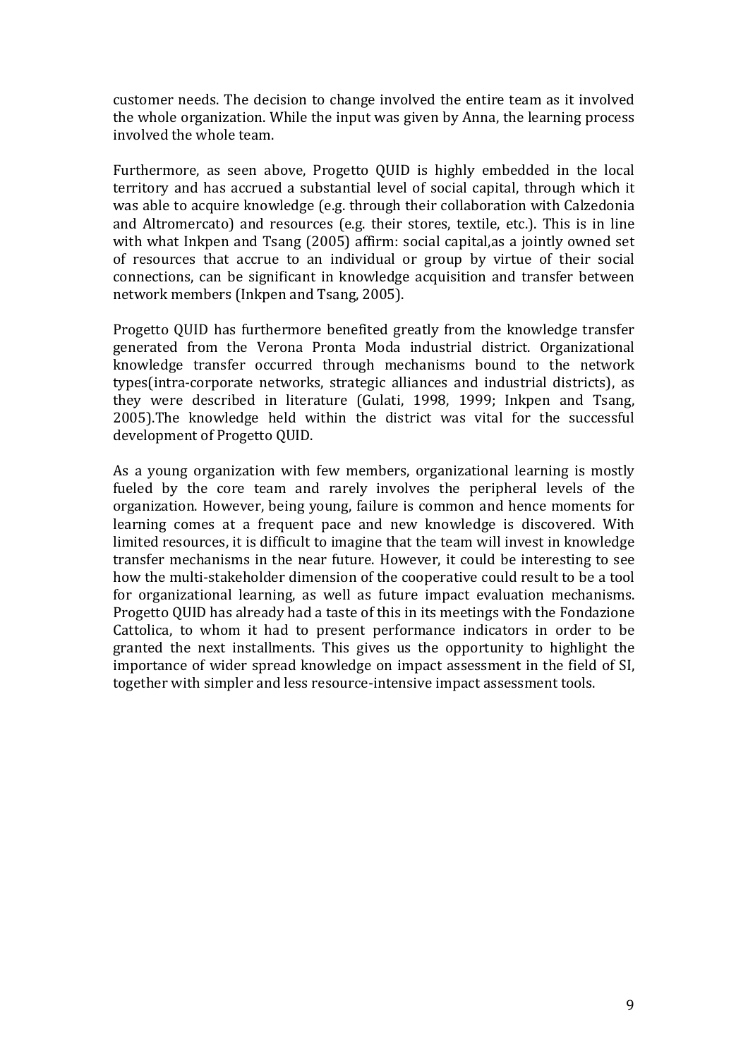customer needs. The decision to change involved the entire team as it involved the whole organization. While the input was given by Anna, the learning process involved the whole team.

Furthermore, as seen above, Progetto QUID is highly embedded in the local territory and has accrued a substantial level of social capital, through which it was able to acquire knowledge (e.g. through their collaboration with Calzedonia and Altromercato) and resources (e.g. their stores, textile, etc.). This is in line with what Inkpen and Tsang (2005) affirm: social capital,as a jointly owned set of resources that accrue to an individual or group by virtue of their social connections, can be significant in knowledge acquisition and transfer between network members (Inkpen and Tsang, 2005).

Progetto QUID has furthermore benefited greatly from the knowledge transfer generated from the Verona Pronta Moda industrial district. Organizational knowledge transfer occurred through mechanisms bound to the network types(intra-corporate networks, strategic alliances and industrial districts), as they were described in literature (Gulati, 1998, 1999; Inkpen and Tsang, 2005).The knowledge held within the district was vital for the successful development of Progetto QUID.

As a young organization with few members, organizational learning is mostly fueled by the core team and rarely involves the peripheral levels of the organization. However, being young, failure is common and hence moments for learning comes at a frequent pace and new knowledge is discovered. With limited resources, it is difficult to imagine that the team will invest in knowledge transfer mechanisms in the near future. However, it could be interesting to see how the multi-stakeholder dimension of the cooperative could result to be a tool for organizational learning, as well as future impact evaluation mechanisms. Progetto QUID has already had a taste of this in its meetings with the Fondazione Cattolica, to whom it had to present performance indicators in order to be granted the next installments. This gives us the opportunity to highlight the importance of wider spread knowledge on impact assessment in the field of SI, together with simpler and less resource-intensive impact assessment tools.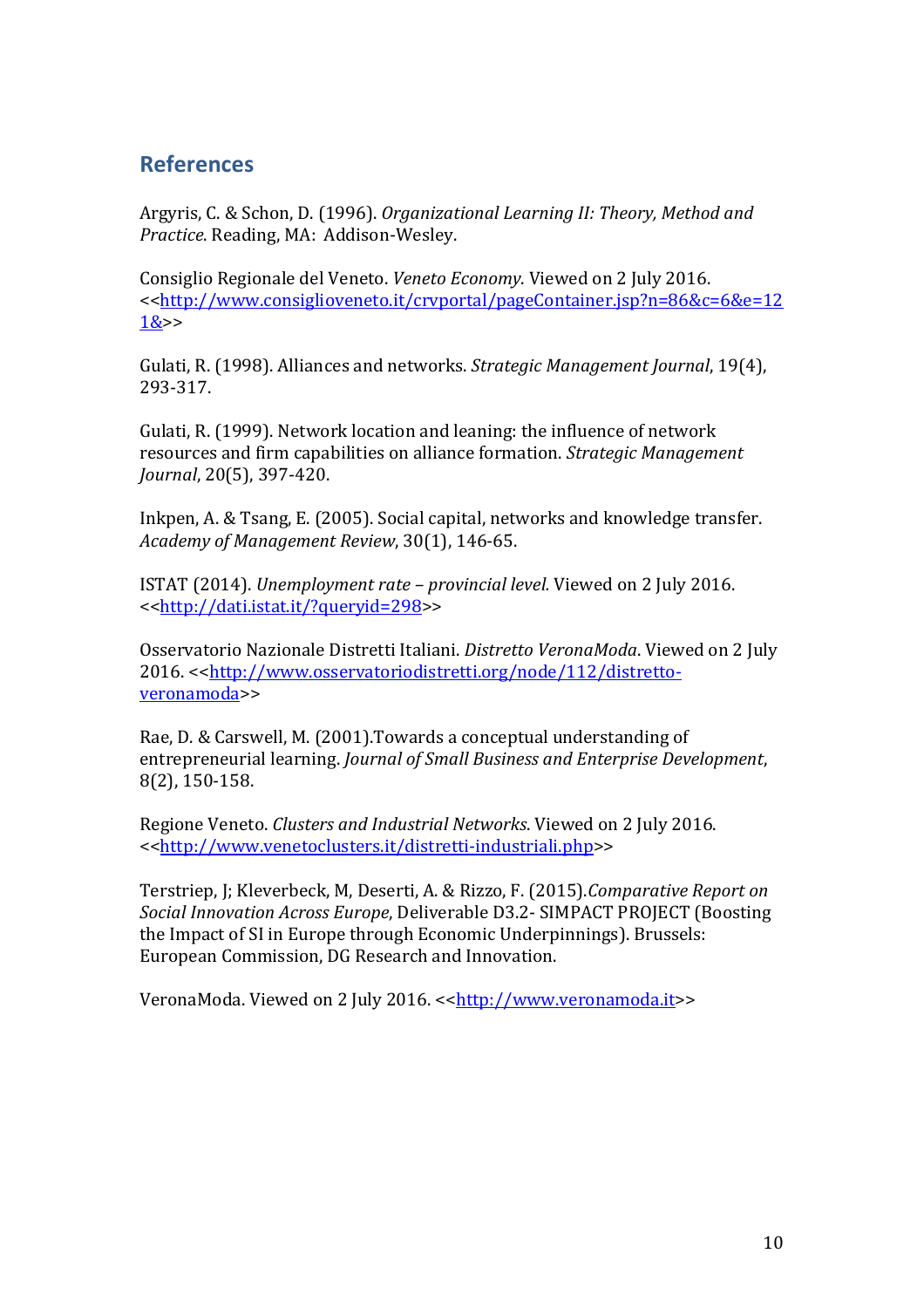## References

Argyris, C. & Schon, D. (1996). *Organizational Learning II: Theory, Method and Practice*. Reading, MA: Addison-Wesley.

Consiglio Regionale del Veneto. *Veneto Economy*. Viewed on 2 July 2016. <<http://www.consiglioveneto.it/crvportal/pageContainer.jsp?n=86&c=6&e=121&>>

Gulati, R. (1998). Alliances and networks. *Strategic Management Journal*, 19(4), 293-317.

Gulati, R. (1999). Network location and leaning: the influence of network resources and firm capabilities on alliance formation. *Strategic Management Journal*, 20(5), 397-420.

Inkpen, A. & Tsang, E. (2005). Social capital, networks and knowledge transfer. *Academy of Management Review*, 30(1), 146-65.

ISTAT (2014). *Unemployment rate – provincial level.* Viewed on 2 July 2016. <<http://dati.istat.it/?queryid=298>>

Osservatorio Nazionale Distretti Italiani. *Distretto VeronaModa*. Viewed on 2 July 2016. <<http://www.osservatoriodistretti.org/node/112/distretto-veronamoda>>

Rae, D. & Carswell, M. (2001).Towards a conceptual understanding of entrepreneurial learning. *Journal of Small Business and Enterprise Development*, 8(2), 150-158.

Regione Veneto. *Clusters and Industrial Networks*. Viewed on 2 July 2016. <<http://www.venetoclusters.it/distretti-industriali.php>>

Terstriep, J; Kleverbeck, M, Deserti, A. & Rizzo, F. (2015).*Comparative Report on Social Innovation Across Europe*, Deliverable D3.2- SIMPACT PROJECT (Boosting the Impact of SI in Europe through Economic Underpinnings). Brussels: European Commission, DG Research and Innovation.

VeronaModa. Viewed on 2 July 2016. <<http://www.veronamoda.it>>